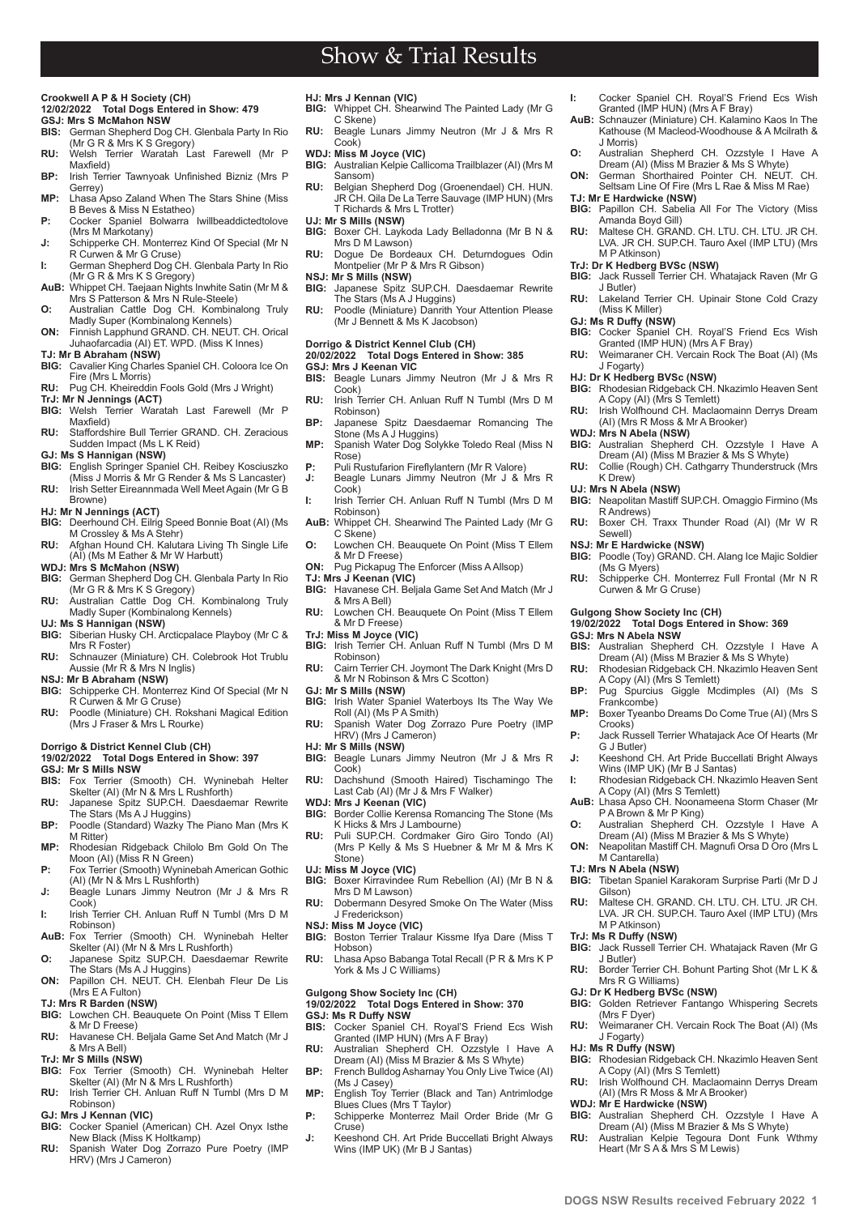# Show & Trial Results

**Crookwell A P & H Society (CH)**
**12/02/2022 Total Dogs Entered in Show: 479**
**GSJ: Mrs S McMahon NSW**

**BIS:** German Shepherd Dog CH. Glenbala Party In Rio (Mr G R & Mrs K S Gregory)
**RU:** Welsh Terrier Waratah Last Farewell (Mr P Maxfield)
**BP:** Irish Terrier Tawnyoak Unfinished Bizniz (Mrs P Gerrey)
**MP:** Lhasa Apso Zaland When The Stars Shine (Miss B Beves & Miss N Estatheo)
**P:** Cocker Spaniel Bolwarra Iwillbeaddictedtolove (Mrs M Markotany)
**J:** Schipperke CH. Monterrez Kind Of Special (Mr N R Curwen & Mr G Cruse)
**I:** German Shepherd Dog CH. Glenbala Party In Rio (Mr G R & Mrs K S Gregory)
**AuB:** Whippet CH. Taejaan Nights Inwhite Satin (Mr M & Mrs S Patterson & Mrs N Rule-Steele)
**O:** Australian Cattle Dog CH. Kombinalong Truly Madly Super (Kombinalong Kennels)
**ON:** Finnish Lapphund GRAND. CH. NEUT. CH. Orical Juhaofarcadia (AI) ET. WPD. (Miss K Innes)

**TJ: Mr B Abraham (NSW)**
**BIG:** Cavalier King Charles Spaniel CH. Coloora Ice On Fire (Mrs L Morris)
**RU:** Pug CH. Kheireddin Fools Gold (Mrs J Wright)

**TrJ: Mr N Jennings (ACT)**
**BIG:** Welsh Terrier Waratah Last Farewell (Mr P Maxfield)
**RU:** Staffordshire Bull Terrier GRAND. CH. Zeracious Sudden Impact (Ms L K Reid)

**GJ: Ms S Hannigan (NSW)**
**BIG:** English Springer Spaniel CH. Reibey Kosciuszko (Miss J Morris & Mr G Render & Ms S Lancaster)
**RU:** Irish Setter Eireannmada Well Meet Again (Mr G B Browne)

**HJ: Mr N Jennings (ACT)**
**BIG:** Deerhound CH. Eilrig Speed Bonnie Boat (AI) (Ms M Crossley & Ms A Stehr)
**RU:** Afghan Hound CH. Kalutara Living Th Single Life (AI) (Ms M Eather & Mr W Harbutt)

**WDJ: Mrs S McMahon (NSW)**
**BIG:** German Shepherd Dog CH. Glenbala Party In Rio (Mr G R & Mrs K S Gregory)
**RU:** Australian Cattle Dog CH. Kombinalong Truly Madly Super (Kombinalong Kennels)

**UJ: Ms S Hannigan (NSW)**
**BIG:** Siberian Husky CH. Arcticpalace Playboy (Mr C & Mrs R Foster)
**RU:** Schnauzer (Miniature) CH. Colebrook Hot Trublu Aussie (Mr R & Mrs N Inglis)

**NSJ: Mr B Abraham (NSW)**
**BIG:** Schipperke CH. Monterrez Kind Of Special (Mr N R Curwen & Mr G Cruse)
**RU:** Poodle (Miniature) CH. Rokshani Magical Edition (Mrs J Fraser & Mrs L Rourke)

**Dorrigo & District Kennel Club (CH)**
**19/02/2022 Total Dogs Entered in Show: 397**
**GSJ: Mr S Mills NSW**

**BIS:** Fox Terrier (Smooth) CH. Wyninebah Helter Skelter (AI) (Mr N & Mrs L Rushforth)
**RU:** Japanese Spitz SUP.CH. Daesdaemar Rewrite The Stars (Ms A J Huggins)
**BP:** Poodle (Standard) Wazky The Piano Man (Mrs K M Ritter)
**MP:** Rhodesian Ridgeback Chilolo Bm Gold On The Moon (AI) (Miss R N Green)
**P:** Fox Terrier (Smooth) Wyninebah American Gothic (AI) (Mr N & Mrs L Rushforth)
**J:** Beagle Lunars Jimmy Neutron (Mr J & Mrs R Cook)
**I:** Irish Terrier CH. Anluan Ruff N Tumbl (Mrs D M Robinson)
**AuB:** Fox Terrier (Smooth) CH. Wyninebah Helter Skelter (AI) (Mr N & Mrs L Rushforth)
**O:** Japanese Spitz SUP.CH. Daesdaemar Rewrite The Stars (Ms A J Huggins)
**ON:** Papillon CH. NEUT. CH. Elenbah Fleur De Lis (Mrs E A Fulton)

**TJ: Mr R Barden (NSW)**
**BIG:** Lowchen CH. Beauquete On Point (Miss T Ellem & Mr D Freese)
**RU:** Havanese CH. Beljala Game Set And Match (Mr J & Mrs A Bell)

**TrJ: Mr S Mills (NSW)**
**BIG:** Fox Terrier (Smooth) CH. Wyninebah Helter Skelter (AI) (Mr N & Mrs L Rushforth)
**RU:** Irish Terrier CH. Anluan Ruff N Tumbl (Mrs D M Robinson)

**GJ: Mrs J Kennan (VIC)**
**BIG:** Cocker Spaniel (American) CH. Azel Onyx Isthe New Black (Miss K Holtkamp)
**RU:** Spanish Water Dog Zorrazo Pure Poetry (IMP HRV) (Mrs J Cameron)

**HJ: Mrs J Kennan (VIC)**
**BIG:** Whippet CH. Shearwind The Painted Lady (Mr G C Skene)
**RU:** Beagle Lunars Jimmy Neutron (Mr J & Mrs R Cook)

**WDJ: Miss M Joyce (VIC)**
**BIG:** Australian Kelpie Callicoma Trailblazer (AI) (Mrs M Sansom)
**RU:** Belgian Shepherd Dog (Groenendael) CH. HUN. JR CH. Qila De La Terre Sauvage (IMP HUN) (Mrs T Richards & Mrs L Trotter)

**UJ: Mr S Mills (NSW)**
**BIG:** Boxer CH. Laykoda Lady Belladonna (Mr B N & Mrs D M Lawson)
**RU:** Dogue De Bordeaux CH. Deturndogues Odin Montpelier (Mr P & Mrs R Gibson)

**NSJ: Mr S Mills (NSW)**
**BIG:** Japanese Spitz SUP.CH. Daesdaemar Rewrite The Stars (Ms A J Huggins)
**RU:** Poodle (Miniature) Danrith Your Attention Please (Mr J Bennett & Ms K Jacobson)

**Dorrigo & District Kennel Club (CH)**
**20/02/2022 Total Dogs Entered in Show: 385**
**GSJ: Mrs J Keenan VIC**

**BIS:** Beagle Lunars Jimmy Neutron (Mr J & Mrs R Cook)
**RU:** Irish Terrier CH. Anluan Ruff N Tumbl (Mrs D M Robinson)
**BP:** Japanese Spitz Daesdaemar Romancing The Stone (Ms A J Huggins)
**MP:** Spanish Water Dog Solykke Toledo Real (Miss N Rose)
**P:** Puli Rustufarion Fireflylantern (Mr R Valore)
**J:** Beagle Lunars Jimmy Neutron (Mr J & Mrs R Cook)
**I:** Irish Terrier CH. Anluan Ruff N Tumbl (Mrs D M Robinson)
**AuB:** Whippet CH. Shearwind The Painted Lady (Mr G C Skene)
**O:** Lowchen CH. Beauquete On Point (Miss T Ellem & Mr D Freese)
**ON:** Pug Pickapug The Enforcer (Miss A Allsop)

**TJ: Mrs J Keenan (VIC)**
**BIG:** Havanese CH. Beljala Game Set And Match (Mr J & Mrs A Bell)
**RU:** Lowchen CH. Beauquete On Point (Miss T Ellem & Mr D Freese)

**TrJ: Miss M Joyce (VIC)**
**BIG:** Irish Terrier CH. Anluan Ruff N Tumbl (Mrs D M Robinson)
**RU:** Cairn Terrier CH. Joymont The Dark Knight (Mrs D & Mr N Robinson & Mrs C Scotton)

**GJ: Mr S Mills (NSW)**
**BIG:** Irish Water Spaniel Waterboys Its The Way We Roll (AI) (Ms P A Smith)
**RU:** Spanish Water Dog Zorrazo Pure Poetry (IMP HRV) (Mrs J Cameron)

**HJ: Mr S Mills (NSW)**
**BIG:** Beagle Lunars Jimmy Neutron (Mr J & Mrs R Cook)
**RU:** Dachshund (Smooth Haired) Tischamingo The Last Cab (AI) (Mr J & Mrs F Walker)

**WDJ: Mrs J Keenan (VIC)**
**BIG:** Border Collie Kerensa Romancing The Stone (Ms K Hicks & Mrs J Lambourne)
**RU:** Puli SUP.CH. Cordmaker Giro Giro Tondo (AI) (Mrs P Kelly & Ms S Huebner & Mr M & Mrs K Stone)

**UJ: Miss M Joyce (VIC)**
**BIG:** Boxer Kirravindee Rum Rebellion (AI) (Mr B N & Mrs D M Lawson)
**RU:** Dobermann Desyred Smoke On The Water (Miss J Frederickson)

**NSJ: Miss M Joyce (VIC)**
**BIG:** Boston Terrier Tralaur Kissme Ifya Dare (Miss T Hobson)
**RU:** Lhasa Apso Babanga Total Recall (P R & Mrs K P York & Ms J C Williams)

**Gulgong Show Society Inc (CH)**
**19/02/2022 Total Dogs Entered in Show: 370**
**GSJ: Ms R Duffy NSW**

**BIS:** Cocker Spaniel CH. Royal'S Friend Ecs Wish Granted (IMP HUN) (Mrs A F Bray)
**RU:** Australian Shepherd CH. Ozzstyle I Have A Dream (AI) (Miss M Brazier & Ms S Whyte)
**BP:** French Bulldog Asharnay You Only Live Twice (AI) (Ms J Casey)
**MP:** English Toy Terrier (Black and Tan) Antrimlodge Blues Clues (Mrs T Taylor)
**P:** Schipperke Monterrez Mail Order Bride (Mr G Cruse)
**J:** Keeshond CH. Art Pride Buccellati Bright Always Wins (IMP UK) (Mr B J Santas)
**I:** Cocker Spaniel CH. Royal'S Friend Ecs Wish Granted (IMP HUN) (Mrs A F Bray)
**AuB:** Schnauzer (Miniature) CH. Kalamino Kaos In The Kathouse (M Macleod-Woodhouse & A Mcilrath & J Morris)
**O:** Australian Shepherd CH. Ozzstyle I Have A Dream (AI) (Miss M Brazier & Ms S Whyte)
**ON:** German Shorthaired Pointer CH. NEUT. CH. Seltsam Line Of Fire (Mrs L Rae & Miss M Rae)

**TJ: Mr E Hardwicke (NSW)**
**BIG:** Papillon CH. Sabelia All For The Victory (Miss Amanda Boyd Gill)
**RU:** Maltese CH. GRAND. CH. LTU. CH. LTU. JR CH. LVA. JR CH. SUP.CH. Tauro Axel (IMP LTU) (Mrs M P Atkinson)

**TrJ: Dr K Hedberg BVSc (NSW)**
**BIG:** Jack Russell Terrier CH. Whatajack Raven (Mr G J Butler)
**RU:** Lakeland Terrier CH. Upinair Stone Cold Crazy (Miss K Miller)

**GJ: Ms R Duffy (NSW)**
**BIG:** Cocker Spaniel CH. Royal'S Friend Ecs Wish Granted (IMP HUN) (Mrs A F Bray)
**RU:** Weimaraner CH. Vercain Rock The Boat (AI) (Ms J Fogarty)

**HJ: Dr K Hedberg BVSc (NSW)**
**BIG:** Rhodesian Ridgeback CH. Nkazimlo Heaven Sent A Copy (AI) (Mrs S Temlett)
**RU:** Irish Wolfhound CH. Maclamoainn Derrys Dream (AI) (Mrs R Moss & Mr A Brooker)

**WDJ: Mrs N Abela (NSW)**
**BIG:** Australian Shepherd CH. Ozzstyle I Have A Dream (AI) (Miss M Brazier & Ms S Whyte)
**RU:** Collie (Rough) CH. Cathgarry Thunderstruck (Mrs K Drew)

**UJ: Mrs N Abela (NSW)**
**BIG:** Neapolitan Mastiff SUP.CH. Omaggio Firmino (Ms R Andrews)
**RU:** Boxer CH. Traxx Thunder Road (AI) (Mr W R Sewell)

**NSJ: Mr E Hardwicke (NSW)**
**BIG:** Poodle (Toy) GRAND. CH. Alang Ice Majic Soldier (Ms G Myers)
**RU:** Schipperke CH. Monterrez Full Frontal (Mr N R Curwen & Mr G Cruse)

**Gulgong Show Society Inc (CH)**
**19/02/2022 Total Dogs Entered in Show: 369**
**GSJ: Mrs N Abela NSW**

**BIS:** Australian Shepherd CH. Ozzstyle I Have A Dream (AI) (Miss M Brazier & Ms S Whyte)
**RU:** Rhodesian Ridgeback CH. Nkazimlo Heaven Sent A Copy (AI) (Mrs S Temlett)
**BP:** Pug Spurcius Giggle Mcdimples (AI) (Ms S Frankcombe)
**MP:** Boxer Tyeanbo Dreams Do Come True (AI) (Mrs S Crooks)
**P:** Jack Russell Terrier Whatajack Ace Of Hearts (Mr G J Butler)
**J:** Keeshond CH. Art Pride Buccellati Bright Always Wins (IMP UK) (Mr B J Santas)
**I:** Rhodesian Ridgeback CH. Nkazimlo Heaven Sent A Copy (AI) (Mrs S Temlett)
**AuB:** Lhasa Apso CH. Noonameena Storm Chaser (Mr P A Brown & Mr P King)
**O:** Australian Shepherd CH. Ozzstyle I Have A Dream (AI) (Miss M Brazier & Ms S Whyte)
**ON:** Neapolitan Mastiff CH. Magnufi Orsa D Oro (Mrs L M Cantarella)

**TJ: Mrs N Abela (NSW)**
**BIG:** Tibetan Spaniel Karakoram Surprise Parti (Mr D J Gilson)
**RU:** Maltese CH. GRAND. CH. LTU. CH. LTU. JR CH. LVA. JR CH. SUP.CH. Tauro Axel (IMP LTU) (Mrs M P Atkinson)

**TrJ: Ms R Duffy (NSW)**
**BIG:** Jack Russell Terrier CH. Whatajack Raven (Mr G J Butler)
**RU:** Border Terrier CH. Bohunt Parting Shot (Mr L K & Mrs R G Williams)

**GJ: Dr K Hedberg BVSc (NSW)**
**BIG:** Golden Retriever Fantango Whispering Secrets (Mrs F Dyer)
**RU:** Weimaraner CH. Vercain Rock The Boat (AI) (Ms J Fogarty)

**HJ: Ms R Duffy (NSW)**
**BIG:** Rhodesian Ridgeback CH. Nkazimlo Heaven Sent A Copy (AI) (Mrs S Temlett)
**RU:** Irish Wolfhound CH. Maclamoainn Derrys Dream (AI) (Mrs R Moss & Mr A Brooker)

**WDJ: Mr E Hardwicke (NSW)**
**BIG:** Australian Shepherd CH. Ozzstyle I Have A Dream (AI) (Miss M Brazier & Ms S Whyte)
**RU:** Australian Kelpie Tegoura Dont Funk Wthmy Heart (Mr S A & Mrs S M Lewis)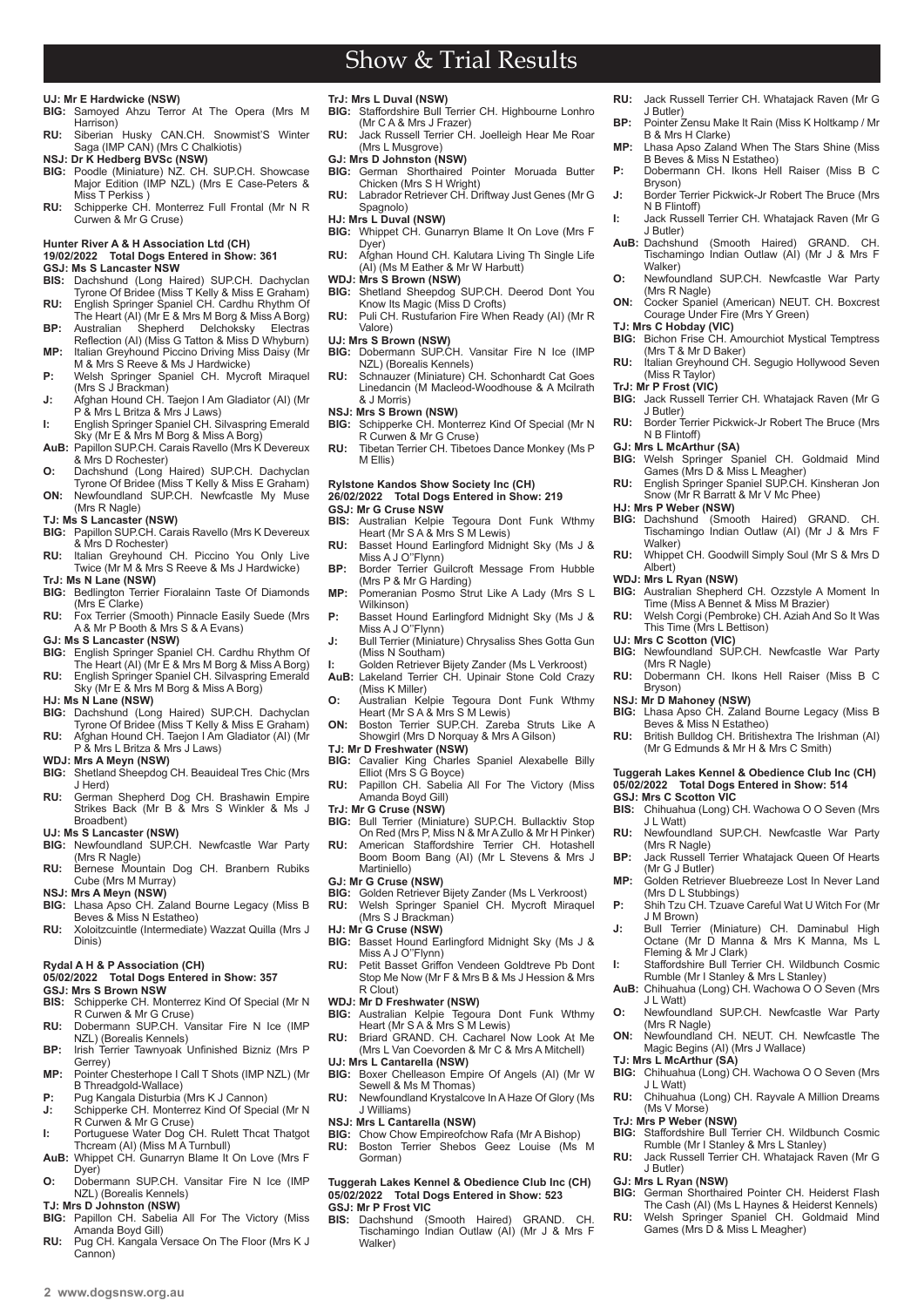# Show & Trial Results

**UJ: Mr E Hardwicke (NSW)**

**BIG:** Samoyed Ahzu Terror At The Opera (Mrs M Harrison)

**RU:** Siberian Husky CAN.CH. Snowmist'S Winter Saga (IMP CAN) (Mrs C Chalkiotis)

**NSJ: Dr K Hedberg BVSc (NSW)**

**BIG:** Poodle (Miniature) NZ. CH. SUP.CH. Showcase Major Edition (IMP NZL) (Mrs E Case-Peters & Miss T Perkiss )

**RU:** Schipperke CH. Monterrez Full Frontal (Mr N R Curwen & Mr G Cruse)

### Hunter River A & H Association Ltd (CH)
### 19/02/2022 Total Dogs Entered in Show: 361

**GSJ: Ms S Lancaster NSW**

**BIS:** Dachshund (Long Haired) SUP.CH. Dachyclan Tyrone Of Bridee (Miss T Kelly & Miss E Graham)

**RU:** English Springer Spaniel CH. Cardhu Rhythm Of The Heart (AI) (Mr E & Mrs M Borg & Miss A Borg)

**BP:** Australian Shepherd Delchoksky Electras Reflection (AI) (Miss G Tatton & Miss D Whyburn)

**MP:** Italian Greyhound Piccino Driving Miss Daisy (Mr M & Mrs S Reeve & Ms J Hardwicke)

**P:** Welsh Springer Spaniel CH. Mycroft Miraquel (Mrs S J Brackman)

**J:** Afghan Hound CH. Taejon I Am Gladiator (AI) (Mr P & Mrs L Britza & Mrs J Laws)

**I:** English Springer Spaniel CH. Silvaspring Emerald Sky (Mr E & Mrs M Borg & Miss A Borg)

**AuB:** Papillon SUP.CH. Carais Ravello (Mrs K Devereux & Mrs D Rochester)

**O:** Dachshund (Long Haired) SUP.CH. Dachyclan Tyrone Of Bridee (Miss T Kelly & Miss E Graham)

**ON:** Newfoundland SUP.CH. Newfcastle My Muse (Mrs R Nagle)

**TJ: Ms S Lancaster (NSW)**

**BIG:** Papillon SUP.CH. Carais Ravello (Mrs K Devereux & Mrs D Rochester)

**RU:** Italian Greyhound CH. Piccino You Only Live Twice (Mr M & Mrs S Reeve & Ms J Hardwicke)

**TrJ: Ms N Lane (NSW)**

**BIG:** Bedlington Terrier Fioralainn Taste Of Diamonds (Mrs E Clarke)

**RU:** Fox Terrier (Smooth) Pinnacle Easily Suede (Mrs A & Mr P Booth & Mrs S & A Evans)

**GJ: Ms S Lancaster (NSW)**

**BIG:** English Springer Spaniel CH. Cardhu Rhythm Of The Heart (AI) (Mr E & Mrs M Borg & Miss A Borg)

**RU:** English Springer Spaniel CH. Silvaspring Emerald Sky (Mr E & Mrs M Borg & Miss A Borg)

**HJ: Ms N Lane (NSW)**

**BIG:** Dachshund (Long Haired) SUP.CH. Dachyclan Tyrone Of Bridee (Miss T Kelly & Miss E Graham)

**RU:** Afghan Hound CH. Taejon I Am Gladiator (AI) (Mr P & Mrs L Britza & Mrs J Laws)

**WDJ: Mrs A Meyn (NSW)**

**BIG:** Shetland Sheepdog CH. Beauideal Tres Chic (Mrs J Herd)

**RU:** German Shepherd Dog CH. Brashawin Empire Strikes Back (Mr B & Mrs S Winkler & Ms J Broadbent)

**UJ: Ms S Lancaster (NSW)**

**BIG:** Newfoundland SUP.CH. Newfcastle War Party (Mrs R Nagle)

**RU:** Bernese Mountain Dog CH. Branbern Rubiks Cube (Mrs M Murray)

**NSJ: Mrs A Meyn (NSW)**

**BIG:** Lhasa Apso CH. Zaland Bourne Legacy (Miss B Beves & Miss N Estatheo)

**RU:** Xoloitzcuintle (Intermediate) Wazzat Quilla (Mrs J Dinis)

### Rydal A H & P Association (CH)
### 05/02/2022 Total Dogs Entered in Show: 357

**GSJ: Mrs S Brown NSW**

**BIS:** Schipperke CH. Monterrez Kind Of Special (Mr N R Curwen & Mr G Cruse)

**RU:** Dobermann SUP.CH. Vansitar Fire N Ice (IMP NZL) (Borealis Kennels)

**BP:** Irish Terrier Tawnyoak Unfinished Bizniz (Mrs P Gerrey)

**MP:** Pointer Chesterhope I Call T Shots (IMP NZL) (Mr B Threadgold-Wallace)

**P:** Pug Kangala Disturbia (Mrs K J Cannon)

**J:** Schipperke CH. Monterrez Kind Of Special (Mr N R Curwen & Mr G Cruse)

**I:** Portuguese Water Dog CH. Rulett Thcat Thatgot Thcream (AI) (Miss M A Turnbull)

**AuB:** Whippet CH. Gunarryn Blame It On Love (Mrs F Dyer)

**O:** Dobermann SUP.CH. Vansitar Fire N Ice (IMP NZL) (Borealis Kennels)

**TJ: Mrs D Johnston (NSW)**

**BIG:** Papillon CH. Sabelia All For The Victory (Miss Amanda Boyd Gill)

**RU:** Pug CH. Kangala Versace On The Floor (Mrs K J Cannon)

**TrJ: Mrs L Duval (NSW)**

**BIG:** Staffordshire Bull Terrier CH. Highbourne Lonhro (Mr C A & Mrs J Frazer)

**RU:** Jack Russell Terrier CH. Joelleigh Hear Me Roar (Mrs L Musgrove)

**GJ: Mrs D Johnston (NSW)**

**BIG:** German Shorthaired Pointer Moruada Butter Chicken (Mrs S H Wright)

**RU:** Labrador Retriever CH. Driftway Just Genes (Mr G Spagnolo)

**HJ: Mrs L Duval (NSW)**

**BIG:** Whippet CH. Gunarryn Blame It On Love (Mrs F Dyer)

**RU:** Afghan Hound CH. Kalutara Living Th Single Life (AI) (Ms M Eather & Mr W Harbutt)

**WDJ: Mrs S Brown (NSW)**

**BIG:** Shetland Sheepdog SUP.CH. Deerod Dont You Know Its Magic (Miss D Crofts)

**RU:** Puli CH. Rustufarion Fire When Ready (AI) (Mr R Valore)

**UJ: Mrs S Brown (NSW)**

**BIG:** Dobermann SUP.CH. Vansitar Fire N Ice (IMP NZL) (Borealis Kennels)

**RU:** Schnauzer (Miniature) CH. Schonhardt Cat Goes Linedancin (M Macleod-Woodhouse & A Mcilrath & J Morris)

**NSJ: Mrs S Brown (NSW)**

**BIG:** Schipperke CH. Monterrez Kind Of Special (Mr N R Curwen & Mr G Cruse)

**RU:** Tibetan Terrier CH. Tibetoes Dance Monkey (Ms P M Ellis)

### Rylstone Kandos Show Society Inc (CH)
### 26/02/2022 Total Dogs Entered in Show: 219

**GSJ: Mr G Cruse NSW**

**BIS:** Australian Kelpie Tegoura Dont Funk Wthmy Heart (Mr S A & Mrs S M Lewis)

**RU:** Basset Hound Earlingford Midnight Sky (Ms J & Miss A J O"Flynn)

**BP:** Border Terrier Guilcroft Message From Hubble (Mrs P & Mr G Harding)

**MP:** Pomeranian Posmo Strut Like A Lady (Mrs S L Wilkinson)

**P:** Basset Hound Earlingford Midnight Sky (Ms J & Miss A J O"Flynn)

**J:** Bull Terrier (Miniature) Chrysaliss Shes Gotta Gun (Miss N Southam)

**I:** Golden Retriever Bijety Zander (Ms L Verkroost)

**AuB:** Lakeland Terrier CH. Upinair Stone Cold Crazy (Miss K Miller)

**O:** Australian Kelpie Tegoura Dont Funk Wthmy Heart (Mr S A & Mrs S M Lewis)

**ON:** Boston Terrier SUP.CH. Zareba Struts Like A Showgirl (Mrs D Norquay & Mrs A Gilson)

**TJ: Mr D Freshwater (NSW)**

**BIG:** Cavalier King Charles Spaniel Alexabelle Billy Elliot (Mrs S G Boyce)

**RU:** Papillon CH. Sabelia All For The Victory (Miss Amanda Boyd Gill)

**TrJ: Mr G Cruse (NSW)**

**BIG:** Bull Terrier (Miniature) SUP.CH. Bullacktiv Stop On Red (Mrs P, Miss N & Mr A Zullo & Mr H Pinker)

**RU:** American Staffordshire Terrier CH. Hotashell Boom Boom Bang (AI) (Mr L Stevens & Mrs J Martiniello)

**GJ: Mr G Cruse (NSW)**

**BIG:** Golden Retriever Bijety Zander (Ms L Verkroost)

**RU:** Welsh Springer Spaniel CH. Mycroft Miraquel (Mrs S J Brackman)

**HJ: Mr G Cruse (NSW)**

**BIG:** Basset Hound Earlingford Midnight Sky (Ms J & Miss A J O"Flynn)

**RU:** Petit Basset Griffon Vendeen Goldtreve Pb Dont Stop Me Now (Mr F & Mrs B & Ms J Hession & Mrs R Clout)

**WDJ: Mr D Freshwater (NSW)**

**BIG:** Australian Kelpie Tegoura Dont Funk Wthmy Heart (Mr S A & Mrs S M Lewis)

**RU:** Briard GRAND. CH. Cacharel Now Look At Me (Mrs L Van Coevorden & Mr C & Mrs A Mitchell)

**UJ: Mrs L Cantarella (NSW)**

**BIG:** Boxer Chelleason Empire Of Angels (AI) (Mr W Sewell & Ms M Thomas)

**RU:** Newfoundland Krystalcove In A Haze Of Glory (Ms J Williams)

**NSJ: Mrs L Cantarella (NSW)**

**BIG:** Chow Chow Empireofchow Rafa (Mr A Bishop)

**RU:** Boston Terrier Shebos Geez Louise (Ms M Gorman)

### Tuggerah Lakes Kennel & Obedience Club Inc (CH)
### 05/02/2022 Total Dogs Entered in Show: 523

**GSJ: Mr P Frost VIC**

**BIS:** Dachshund (Smooth Haired) GRAND. CH. Tischamingo Indian Outlaw (AI) (Mr J & Mrs F Walker)

**RU:** Jack Russell Terrier CH. Whatajack Raven (Mr G J Butler)

**BP:** Pointer Zensu Make It Rain (Miss K Holtkamp / Mr B & Mrs H Clarke)

**MP:** Lhasa Apso Zaland When The Stars Shine (Miss B Beves & Miss N Estatheo)

**P:** Dobermann CH. Ikons Hell Raiser (Miss B C Bryson)

**J:** Border Terrier Pickwick-Jr Robert The Bruce (Mrs N B Flintoff)

**I:** Jack Russell Terrier CH. Whatajack Raven (Mr G J Butler)

**AuB:** Dachshund (Smooth Haired) GRAND. CH. Tischamingo Indian Outlaw (AI) (Mr J & Mrs F Walker)

**O:** Newfoundland SUP.CH. Newfcastle War Party (Mrs R Nagle)

**ON:** Cocker Spaniel (American) NEUT. CH. Boxcrest Courage Under Fire (Mrs Y Green)

**TJ: Mrs C Hobday (VIC)**

**BIG:** Bichon Frise CH. Amourchiot Mystical Temptress (Mrs T & Mr D Baker)

**RU:** Italian Greyhound CH. Segugio Hollywood Seven (Miss R Taylor)

**TrJ: Mr P Frost (VIC)**

**BIG:** Jack Russell Terrier CH. Whatajack Raven (Mr G J Butler)

**RU:** Border Terrier Pickwick-Jr Robert The Bruce (Mrs N B Flintoff)

**GJ: Mrs L McArthur (SA)**

**BIG:** Welsh Springer Spaniel CH. Goldmaid Mind Games (Mrs D & Miss L Meagher)

**RU:** English Springer Spaniel SUP.CH. Kinsheran Jon Snow (Mr R Barratt & Mr V Mc Phee)

**HJ: Mrs P Weber (NSW)**

**BIG:** Dachshund (Smooth Haired) GRAND. CH. Tischamingo Indian Outlaw (AI) (Mr J & Mrs F Walker)

**RU:** Whippet CH. Goodwill Simply Soul (Mr S & Mrs D Albert)

**WDJ: Mrs L Ryan (NSW)**

**BIG:** Australian Shepherd CH. Ozzstyle A Moment In Time (Miss A Bennet & Miss M Brazier)

**RU:** Welsh Corgi (Pembroke) CH. Aziah And So It Was This Time (Mrs L Bettison)

**UJ: Mrs C Scotton (VIC)**

**BIG:** Newfoundland SUP.CH. Newfcastle War Party (Mrs R Nagle)

**RU:** Dobermann CH. Ikons Hell Raiser (Miss B C Bryson)

**NSJ: Mr D Mahoney (NSW)**

**BIG:** Lhasa Apso CH. Zaland Bourne Legacy (Miss B Beves & Miss N Estatheo)

**RU:** British Bulldog CH. Britishextra The Irishman (AI) (Mr G Edmunds & Mr H & Mrs C Smith)

### Tuggerah Lakes Kennel & Obedience Club Inc (CH)
### 05/02/2022 Total Dogs Entered in Show: 514

**GSJ: Mrs C Scotton VIC**

**BIS:** Chihuahua (Long) CH. Wachowa O O Seven (Mrs J L Watt)

**RU:** Newfoundland SUP.CH. Newfcastle War Party (Mrs R Nagle)

**BP:** Jack Russell Terrier Whatajack Queen Of Hearts (Mr G J Butler)

**MP:** Golden Retriever Bluebreeze Lost In Never Land (Mrs D L Stubbings)

**P:** Shih Tzu CH. Tzuave Careful Wat U Witch For (Mr J M Brown)

**J:** Bull Terrier (Miniature) CH. Daminabul High Octane (Mr D Manna & Mrs K Manna, Ms L Fleming & Mr J Clark)

**I:** Staffordshire Bull Terrier CH. Wildbunch Cosmic Rumble (Mr I Stanley & Mrs L Stanley)

**AuB:** Chihuahua (Long) CH. Wachowa O O Seven (Mrs J L Watt)

**O:** Newfoundland SUP.CH. Newfcastle War Party (Mrs R Nagle)

**ON:** Newfoundland CH. NEUT. CH. Newfcastle The Magic Begins (AI) (Mrs J Wallace)

**TJ: Mrs L McArthur (SA)**

**BIG:** Chihuahua (Long) CH. Wachowa O O Seven (Mrs J L Watt)

**RU:** Chihuahua (Long) CH. Rayvale A Million Dreams (Ms V Morse)

**TrJ: Mrs P Weber (NSW)**

**BIG:** Staffordshire Bull Terrier CH. Wildbunch Cosmic Rumble (Mr I Stanley & Mrs L Stanley)

**RU:** Jack Russell Terrier CH. Whatajack Raven (Mr G J Butler)

**GJ: Mrs L Ryan (NSW)**

**BIG:** German Shorthaired Pointer CH. Heiderst Flash The Cash (AI) (Ms L Haynes & Heiderst Kennels)

**RU:** Welsh Springer Spaniel CH. Goldmaid Mind Games (Mrs D & Miss L Meagher)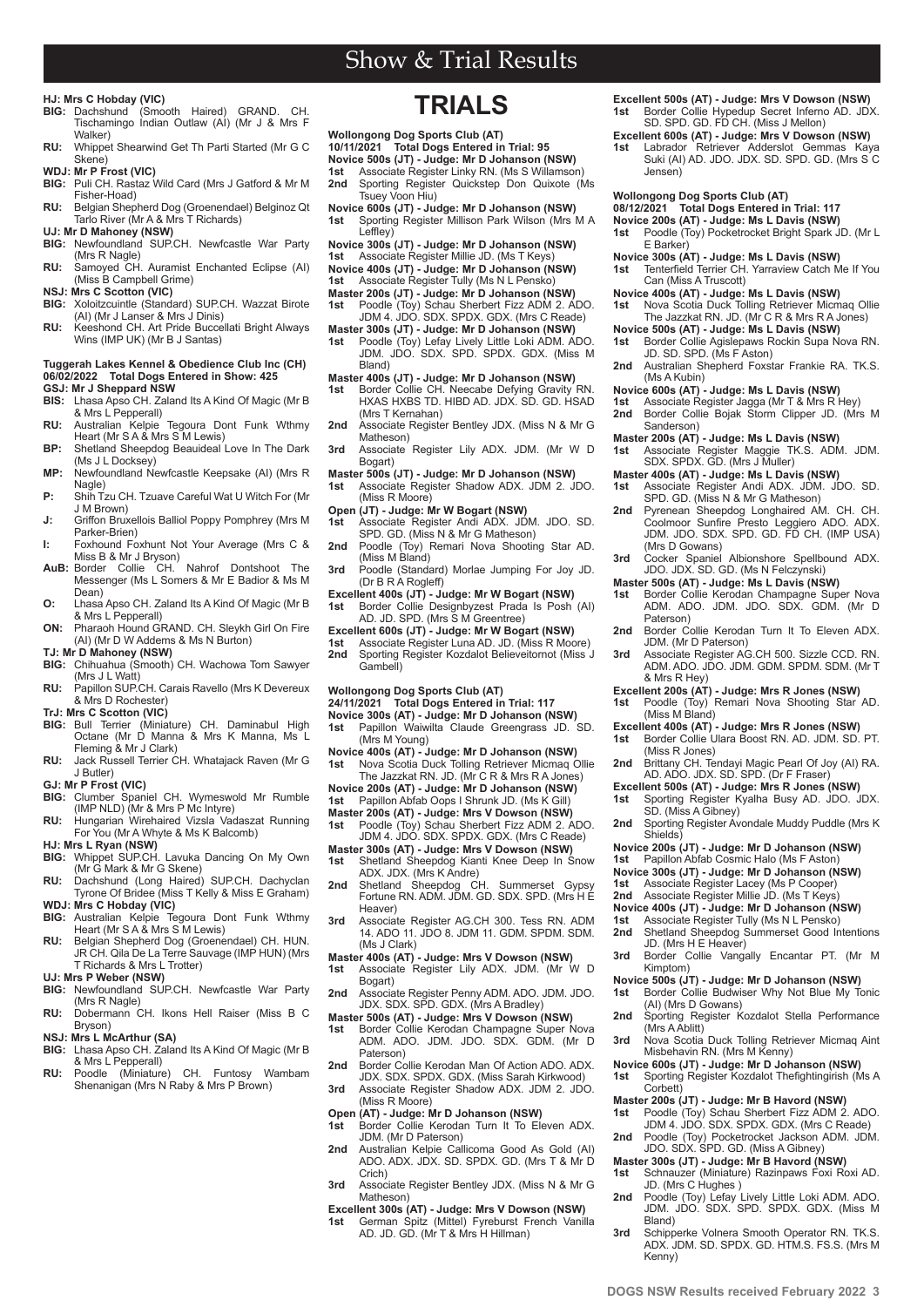# Show & Trial Results

**HJ: Mrs C Hobday (VIC)**

**BIG:** Dachshund (Smooth Haired) GRAND. CH. Tischamingo Indian Outlaw (AI) (Mr J & Mrs F Walker)

**RU:** Whippet Shearwind Get Th Parti Started (Mr G C Skene)

**WDJ: Mr P Frost (VIC)**

**BIG:** Puli CH. Rastaz Wild Card (Mrs J Gatford & Mr M Fisher-Hoad)

**RU:** Belgian Shepherd Dog (Groenendael) Belginoz Qt Tarlo River (Mr A & Mrs T Richards)

**UJ: Mr D Mahoney (NSW)**

**BIG:** Newfoundland SUP.CH. Newfcastle War Party (Mrs R Nagle)

**RU:** Samoyed CH. Auramist Enchanted Eclipse (AI) (Miss B Campbell Grime)

**NSJ: Mrs C Scotton (VIC)**

**BIG:** Xoloitzcuintle (Standard) SUP.CH. Wazzat Birote (AI) (Mr J Lanser & Mrs J Dinis)

**RU:** Keeshond CH. Art Pride Buccellati Bright Always Wins (IMP UK) (Mr B J Santas)

**Tuggerah Lakes Kennel & Obedience Club Inc (CH)**
**06/02/2022 Total Dogs Entered in Show: 425**

**GSJ: Mr J Sheppard NSW**

**BIS:** Lhasa Apso CH. Zaland Its A Kind Of Magic (Mr B & Mrs L Pepperall)

**RU:** Australian Kelpie Tegoura Dont Funk Wthmy Heart (Mr S A & Mrs S M Lewis)

**BP:** Shetland Sheepdog Beauideal Love In The Dark (Ms J L Docksey)

**MP:** Newfoundland Newfcastle Keepsake (AI) (Mrs R Nagle)

**P:** Shih Tzu CH. Tzuave Careful Wat U Witch For (Mr J M Brown)

**J:** Griffon Bruxellois Balliol Poppy Pomphrey (Mrs M Parker-Brien)

**I:** Foxhound Foxhunt Not Your Average (Mrs C & Miss B & Mr J Bryson)

**AuB:** Border Collie CH. Nahrof Dontshoot The Messenger (Ms L Somers & Mr E Badior & Ms M Dean)

**O:** Lhasa Apso CH. Zaland Its A Kind Of Magic (Mr B & Mrs L Pepperall)

**ON:** Pharaoh Hound GRAND. CH. Sleykh Girl On Fire (AI) (Mr D W Addems & Ms N Burton)

**TJ: Mr D Mahoney (NSW)**

**BIG:** Chihuahua (Smooth) CH. Wachowa Tom Sawyer (Mrs J L Watt)

**RU:** Papillon SUP.CH. Carais Ravello (Mrs K Devereux & Mrs D Rochester)

**TrJ: Mrs C Scotton (VIC)**

**BIG:** Bull Terrier (Miniature) CH. Daminabul High Octane (Mr D Manna & Mrs K Manna, Ms L Fleming & Mr J Clark)

**RU:** Jack Russell Terrier CH. Whatajack Raven (Mr G J Butler)

**GJ: Mr P Frost (VIC)**

**BIG:** Clumber Spaniel CH. Wymeswold Mr Rumble (IMP NLD) (Mr & Mrs P Mc Intyre)

**RU:** Hungarian Wirehaired Vizsla Vadaszat Running For You (Mr A Whyte & Ms K Balcomb)

**HJ: Ms L Ryan (NSW)**

**BIG:** Whippet SUP.CH. Lavuka Dancing On My Own (Mr G Mark & Mr G Skene)

**RU:** Dachshund (Long Haired) SUP.CH. Dachyclan Tyrone Of Bridee (Miss T Kelly & Miss E Graham)

**WDJ: Mrs C Hobday (VIC)**

**BIG:** Australian Kelpie Tegoura Dont Funk Wthmy Heart (Mr S A & Mrs S M Lewis)

**RU:** Belgian Shepherd Dog (Groenendael) CH. HUN. JR CH. Qila De La Terre Sauvage (IMP HUN) (Mrs T Richards & Mrs L Trotter)

**UJ: Mrs P Weber (NSW)**

**BIG:** Newfoundland SUP.CH. Newfcastle War Party (Mrs R Nagle)

**RU:** Dobermann CH. Ikons Hell Raiser (Miss B C Bryson)

**NSJ: Mrs L McArthur (SA)**

**BIG:** Lhasa Apso CH. Zaland Its A Kind Of Magic (Mr B & Mrs L Pepperall)

**RU:** Poodle (Miniature) CH. Funtosy Wambam Shenanigan (Mrs N Raby & Mrs P Brown)

# TRIALS

**Wollongong Dog Sports Club (AT)**
**10/11/2021 Total Dogs Entered in Trial: 95**

**Novice 500s (JT) - Judge: Mr D Johanson (NSW)**

**1st** Associate Register Linky RN. (Ms S Willamson)

**2nd** Sporting Register Quickstep Don Quixote (Ms Tsuey Voon Hiu)

**Novice 600s (JT) - Judge: Mr D Johanson (NSW)**

**1st** Sporting Register Millison Park Wilson (Mrs M A Leffley)

**Novice 300s (JT) - Judge: Mr D Johanson (NSW)**

**1st** Associate Register Millie JD. (Ms T Keys)

**Novice 400s (JT) - Judge: Mr D Johanson (NSW)**

**1st** Associate Register Tully (Ms N L Pensko)

**Master 200s (JT) - Judge: Mr D Johanson (NSW)**

**1st** Poodle (Toy) Schau Sherbert Fizz ADM 2. ADO. JDM 4. JDO. SDX. SPDX. GDX. (Mrs C Reade)

**Master 300s (JT) - Judge: Mr D Johanson (NSW)**

**1st** Poodle (Toy) Lefay Lively Little Loki ADM. ADO. JDM. JDO. SDX. SPD. SPDX. GDX. (Miss M Bland)

**Master 400s (JT) - Judge: Mr D Johanson (NSW)**

**1st** Border Collie CH. Neecabe Defying Gravity RN. HXAS HXBS TD. HIBD AD. JDX. SD. GD. HSAD (Mrs T Kernahan)

**2nd** Associate Register Bentley JDX. (Miss N & Mr G Matheson)

**3rd** Associate Register Lily ADX. JDM. (Mr W D Bogart)

**Master 500s (JT) - Judge: Mr D Johanson (NSW)**

**1st** Associate Register Shadow ADX. JDM 2. JDO. (Miss R Moore)

**Open (JT) - Judge: Mr W Bogart (NSW)**

**1st** Associate Register Andi ADX. JDM. JDO. SD. SPD. GD. (Miss N & Mr G Matheson)

**2nd** Poodle (Toy) Remari Nova Shooting Star AD. (Miss M Bland)

**3rd** Poodle (Standard) Morlae Jumping For Joy JD. (Dr B R A Rogleff)

**Excellent 400s (JT) - Judge: Mr W Bogart (NSW)**

**1st** Border Collie Designbyzest Prada Is Posh (AI) AD. JD. SPD. (Mrs S M Greentree)

**Excellent 600s (JT) - Judge: Mr W Bogart (NSW)**

**1st** Associate Register Luna AD. JD. (Miss R Moore)

**2nd** Sporting Register Kozdalot Believeitornot (Miss J Gambell)

**Wollongong Dog Sports Club (AT)**
**24/11/2021 Total Dogs Entered in Trial: 117**

**Novice 300s (AT) - Judge: Mr D Johanson (NSW)**

**1st** Papillon Waiwilta Claude Greengrass JD. SD. (Mrs M Young)

**Novice 400s (AT) - Judge: Mr D Johanson (NSW)**

**1st** Nova Scotia Duck Tolling Retriever Micmaq Ollie The Jazzkat RN. JD. (Mr C R & Mrs R A Jones)

**Novice 200s (AT) - Judge: Mr D Johanson (NSW)**

**1st** Papillon Abfab Oops I Shrunk JD. (Ms K Gill)

**Master 200s (AT) - Judge: Mrs V Dowson (NSW)**

**1st** Poodle (Toy) Schau Sherbert Fizz ADM 2. ADO. JDM 4. JDO. SDX. SPDX. GDX. (Mrs C Reade)

**Master 300s (AT) - Judge: Mrs V Dowson (NSW)**

**1st** Shetland Sheepdog Kianti Knee Deep In Snow ADX. JDX. (Mrs K Andre)

**2nd** Shetland Sheepdog CH. Summerset Gypsy Fortune RN. ADM. JDM. GD. SDX. SPD. (Mrs H E Heaver)

**3rd** Associate Register AG.CH 300. Tess RN. ADM 14. ADO 11. JDO 8. JDM 11. GDM. SPDM. SDM. (Ms J Clark)

**Master 400s (AT) - Judge: Mrs V Dowson (NSW)**

**1st** Associate Register Lily ADX. JDM. (Mr W D Bogart)

**2nd** Associate Register Penny ADM. ADO. JDM. JDO. JDX. SDX. SPD. GDX. (Mrs A Bradley)

**Master 500s (AT) - Judge: Mrs V Dowson (NSW)**

**1st** Border Collie Kerodan Champagne Super Nova ADM. ADO. JDM. JDO. SDX. GDM. (Mr D Paterson)

**2nd** Border Collie Kerodan Man Of Action ADO. ADX. JDX. SDX. SPDX. GDX. (Miss Sarah Kirkwood)

**3rd** Associate Register Shadow ADX. JDM 2. JDO. (Miss R Moore)

**Open (AT) - Judge: Mr D Johanson (NSW)**

**1st** Border Collie Kerodan Turn It To Eleven ADX. JDM. (Mr D Paterson)

**2nd** Australian Kelpie Callicoma Good As Gold (AI) ADO. ADX. JDX. SD. SPDX. GD. (Mrs T & Mr D Crich)

**3rd** Associate Register Bentley JDX. (Miss N & Mr G Matheson)

**Excellent 300s (AT) - Judge: Mrs V Dowson (NSW)**

**1st** German Spitz (Mittel) Fyreburst French Vanilla AD. JD. GD. (Mr T & Mrs H Hillman)

**Excellent 500s (AT) - Judge: Mrs V Dowson (NSW)**

**1st** Border Collie Hypedup Secret Inferno AD. JDX. SD. SPD. GD. FD CH. (Miss J Mellon)

**Excellent 600s (AT) - Judge: Mrs V Dowson (NSW)**

**1st** Labrador Retriever Adderslot Gemmas Kaya Suki (AI) AD. JDO. JDX. SD. SPD. GD. (Mrs S C Jensen)

**Wollongong Dog Sports Club (AT)**
**08/12/2021 Total Dogs Entered in Trial: 117**

**Novice 200s (AT) - Judge: Ms L Davis (NSW)**

**1st** Poodle (Toy) Pocketrocket Bright Spark JD. (Mr L E Barker)

**Novice 300s (AT) - Judge: Ms L Davis (NSW)**

**1st** Tenterfield Terrier CH. Yarraview Catch Me If You Can (Miss A Truscott)

**Novice 400s (AT) - Judge: Ms L Davis (NSW)**

**1st** Nova Scotia Duck Tolling Retriever Micmaq Ollie The Jazzkat RN. JD. (Mr C R & Mrs R A Jones)

**Novice 500s (AT) - Judge: Ms L Davis (NSW)**

**1st** Border Collie Agislepaws Rockin Supa Nova RN. JD. SD. SPD. (Ms F Aston)

**2nd** Australian Shepherd Foxstar Frankie RA. TK.S. (Ms A Kubin)

**Novice 600s (AT) - Judge: Ms L Davis (NSW)**

**1st** Associate Register Jagga (Mr T & Mrs R Hey)

**2nd** Border Collie Bojak Storm Clipper JD. (Mrs M Sanderson)

**Master 200s (AT) - Judge: Ms L Davis (NSW)**

**1st** Associate Register Maggie TK.S. ADM. JDM. SDX. SPDX. GD. (Mrs J Muller)

**Master 400s (AT) - Judge: Ms L Davis (NSW)**

**1st** Associate Register Andi ADX. JDM. JDO. SD. SPD. GD. (Miss N & Mr G Matheson)

**2nd** Pyrenean Sheepdog Longhaired AM. CH. CH. Coolmoor Sunfire Presto Leggiero ADO. ADX. JDM. JDO. SDX. SPD. GD. FD CH. (IMP USA) (Mrs D Gowans)

**3rd** Cocker Spaniel Albionshore Spellbound ADX. JDO. JDX. SD. GD. (Ms N Felczynski)

**Master 500s (AT) - Judge: Ms L Davis (NSW)**

**1st** Border Collie Kerodan Champagne Super Nova ADM. ADO. JDM. JDO. SDX. GDM. (Mr D Paterson)

**2nd** Border Collie Kerodan Turn It To Eleven ADX. JDM. (Mr D Paterson)

**3rd** Associate Register AG.CH 500. Sizzle CCD. RN. ADM. ADO. JDO. JDM. GDM. SPDM. SDM. (Mr T & Mrs R Hey)

**Excellent 200s (AT) - Judge: Mrs R Jones (NSW)**

**1st** Poodle (Toy) Remari Nova Shooting Star AD. (Miss M Bland)

**Excellent 400s (AT) - Judge: Mrs R Jones (NSW)**

**1st** Border Collie Ulara Boost RN. AD. JDM. SD. PT. (Miss R Jones)

**2nd** Brittany CH. Tendayi Magic Pearl Of Joy (AI) RA. AD. ADO. JDX. SD. SPD. (Dr F Fraser)

**Excellent 500s (AT) - Judge: Mrs R Jones (NSW)**

**1st** Sporting Register Kyalha Busy AD. JDO. JDX. SD. (Miss A Gibney)

**2nd** Sporting Register Avondale Muddy Puddle (Mrs K Shields)

**Novice 200s (JT) - Judge: Mr D Johanson (NSW)**

**1st** Papillon Abfab Cosmic Halo (Ms F Aston)

**Novice 300s (JT) - Judge: Mr D Johanson (NSW)**

**1st** Associate Register Lacey (Ms P Cooper)

**2nd** Associate Register Millie JD. (Ms T Keys)

**Novice 400s (JT) - Judge: Mr D Johanson (NSW)**

**1st** Associate Register Tully (Ms N L Pensko)

**2nd** Shetland Sheepdog Summerset Good Intentions JD. (Mrs H E Heaver)

**3rd** Border Collie Vangally Encantar PT. (Mr M Kimptom)

**Novice 500s (JT) - Judge: Mr D Johanson (NSW)**

**1st** Border Collie Budwiser Why Not Blue My Tonic (AI) (Mrs D Gowans)

**2nd** Sporting Register Kozdalot Stella Performance (Mrs A Ablitt)

**3rd** Nova Scotia Duck Tolling Retriever Micmaq Aint Misbehavin RN. (Mrs M Kenny)

**Novice 600s (JT) - Judge: Mr D Johanson (NSW)**

**1st** Sporting Register Kozdalot Thefightingirish (Ms A Corbett)

**Master 200s (JT) - Judge: Mr B Havord (NSW)**

**1st** Poodle (Toy) Schau Sherbert Fizz ADM 2. ADO. JDM 4. JDO. SDX. SPDX. GDX. (Mrs C Reade)

**2nd** Poodle (Toy) Pocketrocket Jackson ADM. JDM. JDO. SDX. SPD. GD. (Miss A Gibney)

**Master 300s (JT) - Judge: Mr B Havord (NSW)**

**1st** Schnauzer (Miniature) Razinpaws Foxi Roxi AD. JD. (Mrs C Hughes )

**2nd** Poodle (Toy) Lefay Lively Little Loki ADM. ADO. JDM. JDO. SDX. SPD. SPDX. GDX. (Miss M Bland)

**3rd** Schipperke Volnera Smooth Operator RN. TK.S. ADX. JDM. SD. SPDX. GD. HTM.S. FS.S. (Mrs M Kenny)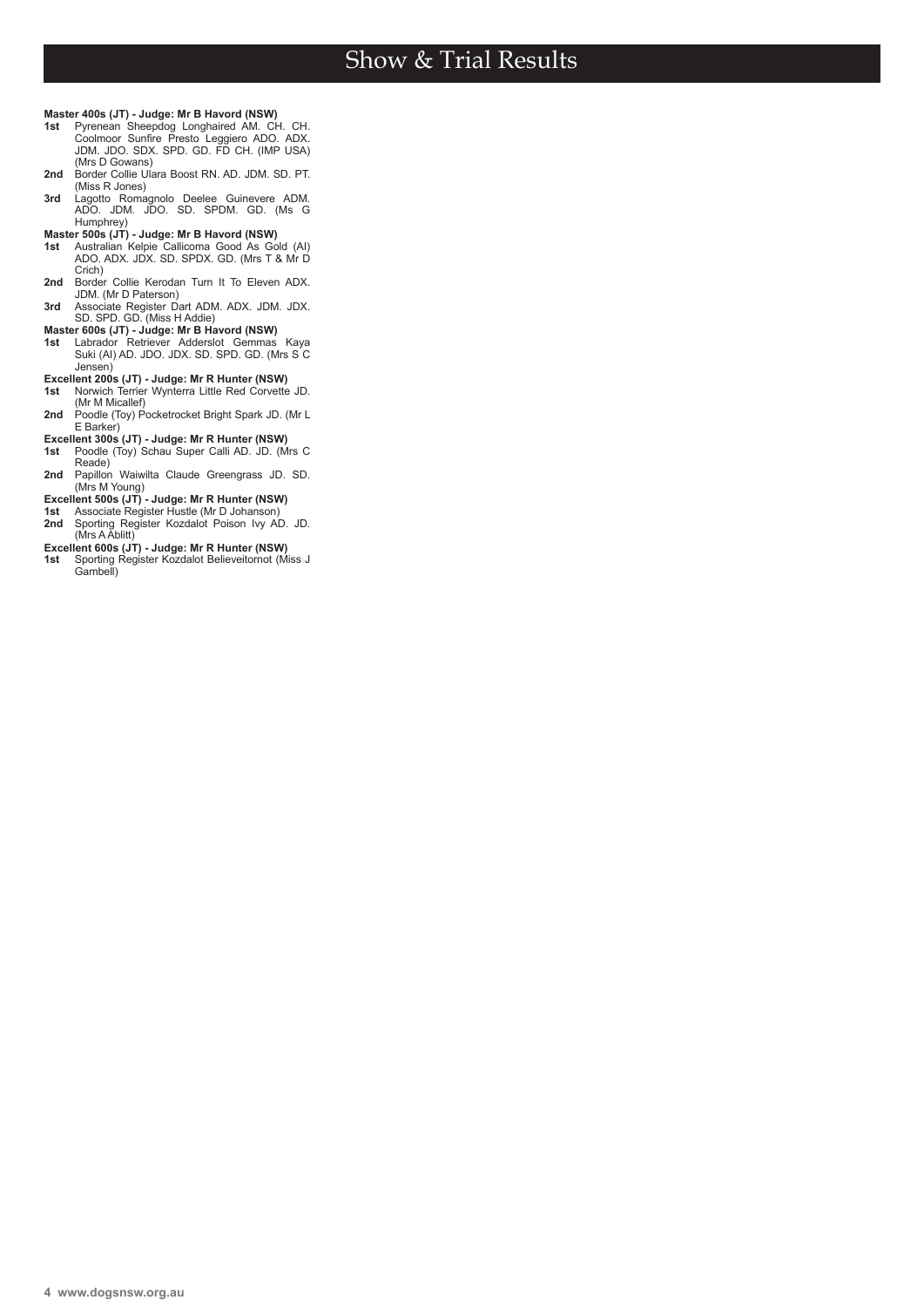**Master 400s (JT) - Judge: Mr B Havord (NSW)**

**1st** Pyrenean Sheepdog Longhaired AM. CH. CH. Coolmoor Sunfire Presto Leggiero ADO. ADX. JDM. JDO. SDX. SPD. GD. FD CH. (IMP USA) (Mrs D Gowans)

**2nd** Border Collie Ulara Boost RN. AD. JDM. SD. PT. (Miss R Jones)

**3rd** Lagotto Romagnolo Deelee Guinevere ADM. ADO. JDM. JDO. SD. SPDM. GD. (Ms G Humphrey)

**Master 500s (JT) - Judge: Mr B Havord (NSW)**

**1st** Australian Kelpie Callicoma Good As Gold (AI) ADO. ADX. JDX. SD. SPDX. GD. (Mrs T & Mr D Crich)

**2nd** Border Collie Kerodan Turn It To Eleven ADX. JDM. (Mr D Paterson)

**3rd** Associate Register Dart ADM. ADX. JDM. JDX. SD. SPD. GD. (Miss H Addie)

**Master 600s (JT) - Judge: Mr B Havord (NSW)**

**1st** Labrador Retriever Adderslot Gemmas Kaya Suki (AI) AD. JDO. JDX. SD. SPD. GD. (Mrs S C Jensen)

**Excellent 200s (JT) - Judge: Mr R Hunter (NSW)**

**1st** Norwich Terrier Wynterra Little Red Corvette JD. (Mr M Micallef)

**2nd** Poodle (Toy) Pocketrocket Bright Spark JD. (Mr L E Barker)

**Excellent 300s (JT) - Judge: Mr R Hunter (NSW)**

**1st** Poodle (Toy) Schau Super Calli AD. JD. (Mrs C Reade)

**2nd** Papillon Waiwilta Claude Greengrass JD. SD. (Mrs M Young)

**Excellent 500s (JT) - Judge: Mr R Hunter (NSW)**

**1st** Associate Register Hustle (Mr D Johanson)

**2nd** Sporting Register Kozdalot Poison Ivy AD. JD. (Mrs A Ablitt)

**Excellent 600s (JT) - Judge: Mr R Hunter (NSW)**

**1st** Sporting Register Kozdalot Believeitornot (Miss J Gambell)